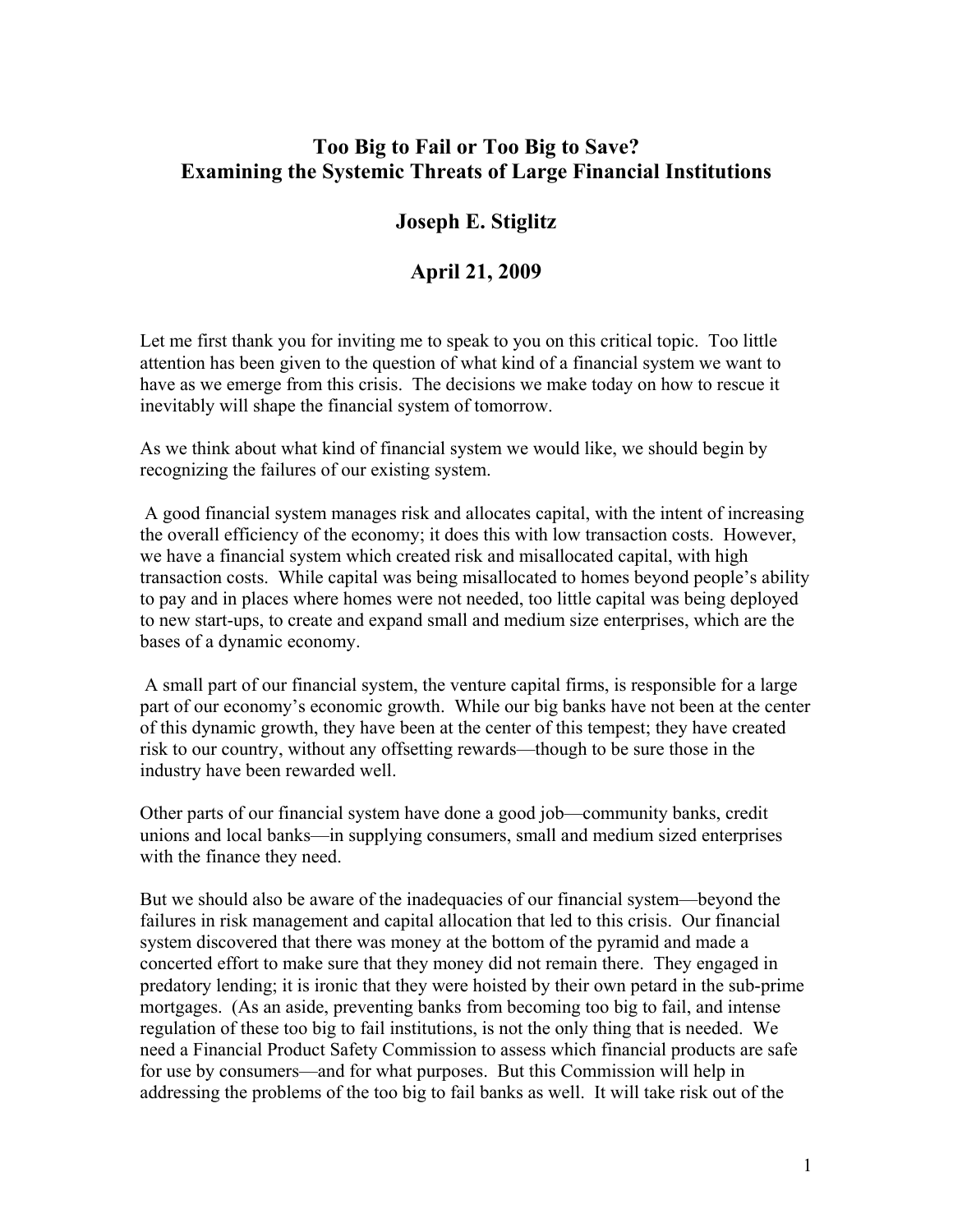# Too Big to Fail or Too Big to Save?
# Examining the Systemic Threats of Large Financial Institutions

## Joseph E. Stiglitz

## April 21, 2009

Let me first thank you for inviting me to speak to you on this critical topic. Too little attention has been given to the question of what kind of a financial system we want to have as we emerge from this crisis. The decisions we make today on how to rescue it inevitably will shape the financial system of tomorrow.

As we think about what kind of financial system we would like, we should begin by recognizing the failures of our existing system.

A good financial system manages risk and allocates capital, with the intent of increasing the overall efficiency of the economy; it does this with low transaction costs. However, we have a financial system which created risk and misallocated capital, with high transaction costs. While capital was being misallocated to homes beyond people's ability to pay and in places where homes were not needed, too little capital was being deployed to new start-ups, to create and expand small and medium size enterprises, which are the bases of a dynamic economy.

A small part of our financial system, the venture capital firms, is responsible for a large part of our economy's economic growth. While our big banks have not been at the center of this dynamic growth, they have been at the center of this tempest; they have created risk to our country, without any offsetting rewards—though to be sure those in the industry have been rewarded well.

Other parts of our financial system have done a good job—community banks, credit unions and local banks—in supplying consumers, small and medium sized enterprises with the finance they need.

But we should also be aware of the inadequacies of our financial system—beyond the failures in risk management and capital allocation that led to this crisis. Our financial system discovered that there was money at the bottom of the pyramid and made a concerted effort to make sure that they money did not remain there. They engaged in predatory lending; it is ironic that they were hoisted by their own petard in the sub-prime mortgages. (As an aside, preventing banks from becoming too big to fail, and intense regulation of these too big to fail institutions, is not the only thing that is needed. We need a Financial Product Safety Commission to assess which financial products are safe for use by consumers—and for what purposes. But this Commission will help in addressing the problems of the too big to fail banks as well. It will take risk out of the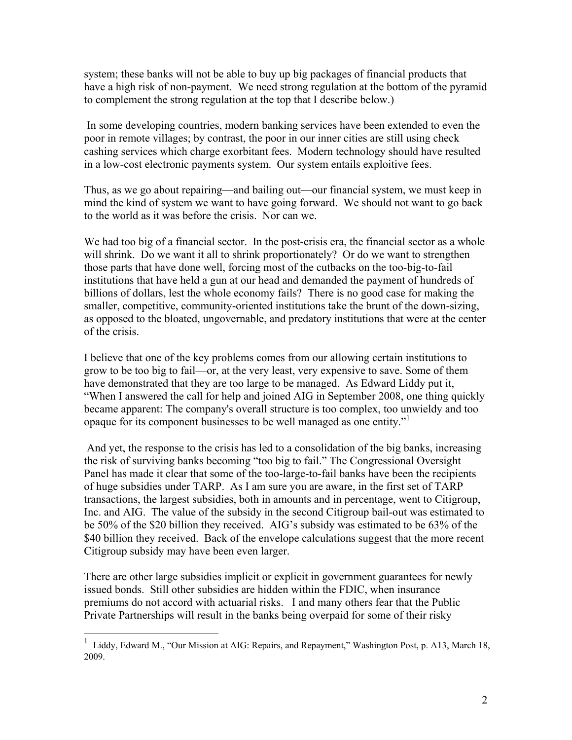system; these banks will not be able to buy up big packages of financial products that have a high risk of non-payment. We need strong regulation at the bottom of the pyramid to complement the strong regulation at the top that I describe below.)

In some developing countries, modern banking services have been extended to even the poor in remote villages; by contrast, the poor in our inner cities are still using check cashing services which charge exorbitant fees. Modern technology should have resulted in a low-cost electronic payments system. Our system entails exploitive fees.

Thus, as we go about repairing—and bailing out—our financial system, we must keep in mind the kind of system we want to have going forward. We should not want to go back to the world as it was before the crisis. Nor can we.

We had too big of a financial sector. In the post-crisis era, the financial sector as a whole will shrink. Do we want it all to shrink proportionately? Or do we want to strengthen those parts that have done well, forcing most of the cutbacks on the too-big-to-fail institutions that have held a gun at our head and demanded the payment of hundreds of billions of dollars, lest the whole economy fails? There is no good case for making the smaller, competitive, community-oriented institutions take the brunt of the down-sizing, as opposed to the bloated, ungovernable, and predatory institutions that were at the center of the crisis.

I believe that one of the key problems comes from our allowing certain institutions to grow to be too big to fail—or, at the very least, very expensive to save. Some of them have demonstrated that they are too large to be managed. As Edward Liddy put it, "When I answered the call for help and joined AIG in September 2008, one thing quickly became apparent: The company's overall structure is too complex, too unwieldy and too opaque for its component businesses to be well managed as one entity."[1]

And yet, the response to the crisis has led to a consolidation of the big banks, increasing the risk of surviving banks becoming "too big to fail." The Congressional Oversight Panel has made it clear that some of the too-large-to-fail banks have been the recipients of huge subsidies under TARP. As I am sure you are aware, in the first set of TARP transactions, the largest subsidies, both in amounts and in percentage, went to Citigroup, Inc. and AIG. The value of the subsidy in the second Citigroup bail-out was estimated to be 50% of the $20 billion they received. AIG's subsidy was estimated to be 63% of the $40 billion they received. Back of the envelope calculations suggest that the more recent Citigroup subsidy may have been even larger.

There are other large subsidies implicit or explicit in government guarantees for newly issued bonds. Still other subsidies are hidden within the FDIC, when insurance premiums do not accord with actuarial risks. I and many others fear that the Public Private Partnerships will result in the banks being overpaid for some of their risky

---

[1] Liddy, Edward M., "Our Mission at AIG: Repairs, and Repayment," Washington Post, p. A13, March 18, 2009.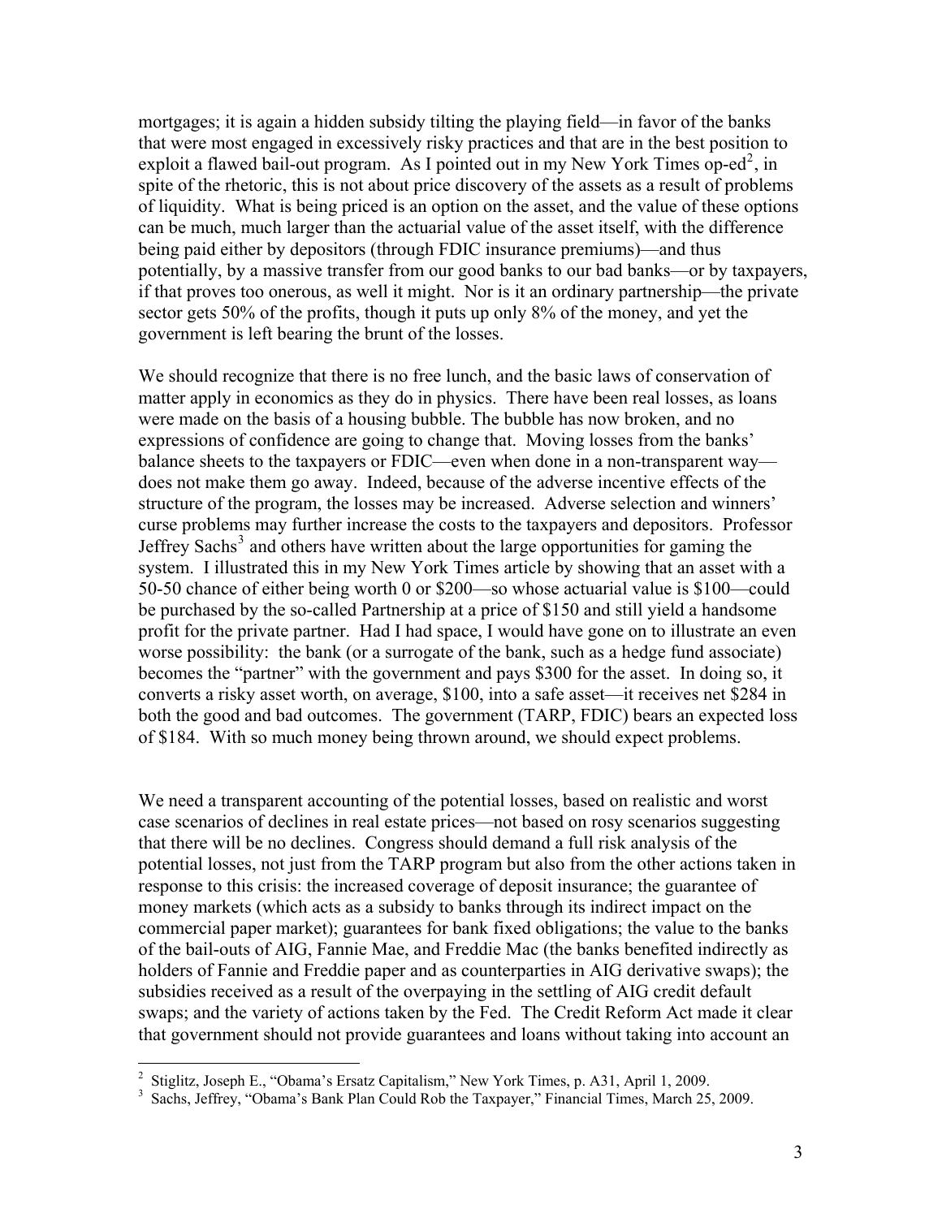mortgages; it is again a hidden subsidy tilting the playing field—in favor of the banks that were most engaged in excessively risky practices and that are in the best position to exploit a flawed bail-out program. As I pointed out in my New York Times op-ed[2], in spite of the rhetoric, this is not about price discovery of the assets as a result of problems of liquidity. What is being priced is an option on the asset, and the value of these options can be much, much larger than the actuarial value of the asset itself, with the difference being paid either by depositors (through FDIC insurance premiums)—and thus potentially, by a massive transfer from our good banks to our bad banks—or by taxpayers, if that proves too onerous, as well it might. Nor is it an ordinary partnership—the private sector gets 50% of the profits, though it puts up only 8% of the money, and yet the government is left bearing the brunt of the losses.

We should recognize that there is no free lunch, and the basic laws of conservation of matter apply in economics as they do in physics. There have been real losses, as loans were made on the basis of a housing bubble. The bubble has now broken, and no expressions of confidence are going to change that. Moving losses from the banks' balance sheets to the taxpayers or FDIC—even when done in a non-transparent way—does not make them go away. Indeed, because of the adverse incentive effects of the structure of the program, the losses may be increased. Adverse selection and winners' curse problems may further increase the costs to the taxpayers and depositors. Professor Jeffrey Sachs[3] and others have written about the large opportunities for gaming the system. I illustrated this in my New York Times article by showing that an asset with a 50-50 chance of either being worth 0 or \$200—so whose actuarial value is \$100—could be purchased by the so-called Partnership at a price of \$150 and still yield a handsome profit for the private partner. Had I had space, I would have gone on to illustrate an even worse possibility: the bank (or a surrogate of the bank, such as a hedge fund associate) becomes the "partner" with the government and pays \$300 for the asset. In doing so, it converts a risky asset worth, on average, \$100, into a safe asset—it receives net \$284 in both the good and bad outcomes. The government (TARP, FDIC) bears an expected loss of \$184. With so much money being thrown around, we should expect problems.

We need a transparent accounting of the potential losses, based on realistic and worst case scenarios of declines in real estate prices—not based on rosy scenarios suggesting that there will be no declines. Congress should demand a full risk analysis of the potential losses, not just from the TARP program but also from the other actions taken in response to this crisis: the increased coverage of deposit insurance; the guarantee of money markets (which acts as a subsidy to banks through its indirect impact on the commercial paper market); guarantees for bank fixed obligations; the value to the banks of the bail-outs of AIG, Fannie Mae, and Freddie Mac (the banks benefited indirectly as holders of Fannie and Freddie paper and as counterparties in AIG derivative swaps); the subsidies received as a result of the overpaying in the settling of AIG credit default swaps; and the variety of actions taken by the Fed. The Credit Reform Act made it clear that government should not provide guarantees and loans without taking into account an

---

[2] Stiglitz, Joseph E., "Obama's Ersatz Capitalism," New York Times, p. A31, April 1, 2009.

[3] Sachs, Jeffrey, "Obama's Bank Plan Could Rob the Taxpayer," Financial Times, March 25, 2009.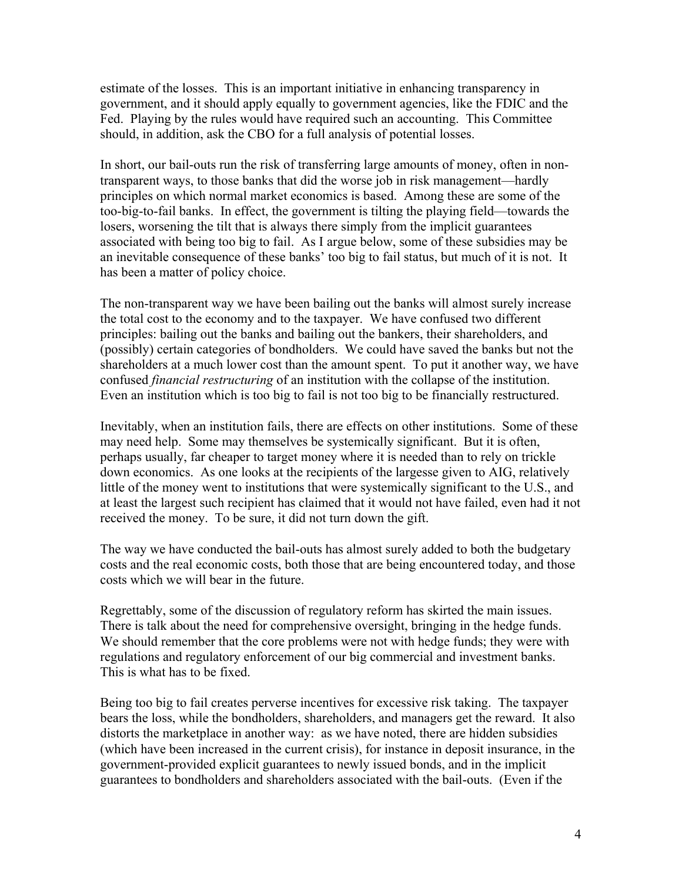estimate of the losses. This is an important initiative in enhancing transparency in government, and it should apply equally to government agencies, like the FDIC and the Fed. Playing by the rules would have required such an accounting. This Committee should, in addition, ask the CBO for a full analysis of potential losses.

In short, our bail-outs run the risk of transferring large amounts of money, often in non-transparent ways, to those banks that did the worse job in risk management—hardly principles on which normal market economics is based. Among these are some of the too-big-to-fail banks. In effect, the government is tilting the playing field—towards the losers, worsening the tilt that is always there simply from the implicit guarantees associated with being too big to fail. As I argue below, some of these subsidies may be an inevitable consequence of these banks' too big to fail status, but much of it is not. It has been a matter of policy choice.

The non-transparent way we have been bailing out the banks will almost surely increase the total cost to the economy and to the taxpayer. We have confused two different principles: bailing out the banks and bailing out the bankers, their shareholders, and (possibly) certain categories of bondholders. We could have saved the banks but not the shareholders at a much lower cost than the amount spent. To put it another way, we have confused *financial restructuring* of an institution with the collapse of the institution. Even an institution which is too big to fail is not too big to be financially restructured.

Inevitably, when an institution fails, there are effects on other institutions. Some of these may need help. Some may themselves be systemically significant. But it is often, perhaps usually, far cheaper to target money where it is needed than to rely on trickle down economics. As one looks at the recipients of the largesse given to AIG, relatively little of the money went to institutions that were systemically significant to the U.S., and at least the largest such recipient has claimed that it would not have failed, even had it not received the money. To be sure, it did not turn down the gift.

The way we have conducted the bail-outs has almost surely added to both the budgetary costs and the real economic costs, both those that are being encountered today, and those costs which we will bear in the future.

Regrettably, some of the discussion of regulatory reform has skirted the main issues. There is talk about the need for comprehensive oversight, bringing in the hedge funds. We should remember that the core problems were not with hedge funds; they were with regulations and regulatory enforcement of our big commercial and investment banks. This is what has to be fixed.

Being too big to fail creates perverse incentives for excessive risk taking. The taxpayer bears the loss, while the bondholders, shareholders, and managers get the reward. It also distorts the marketplace in another way: as we have noted, there are hidden subsidies (which have been increased in the current crisis), for instance in deposit insurance, in the government-provided explicit guarantees to newly issued bonds, and in the implicit guarantees to bondholders and shareholders associated with the bail-outs. (Even if the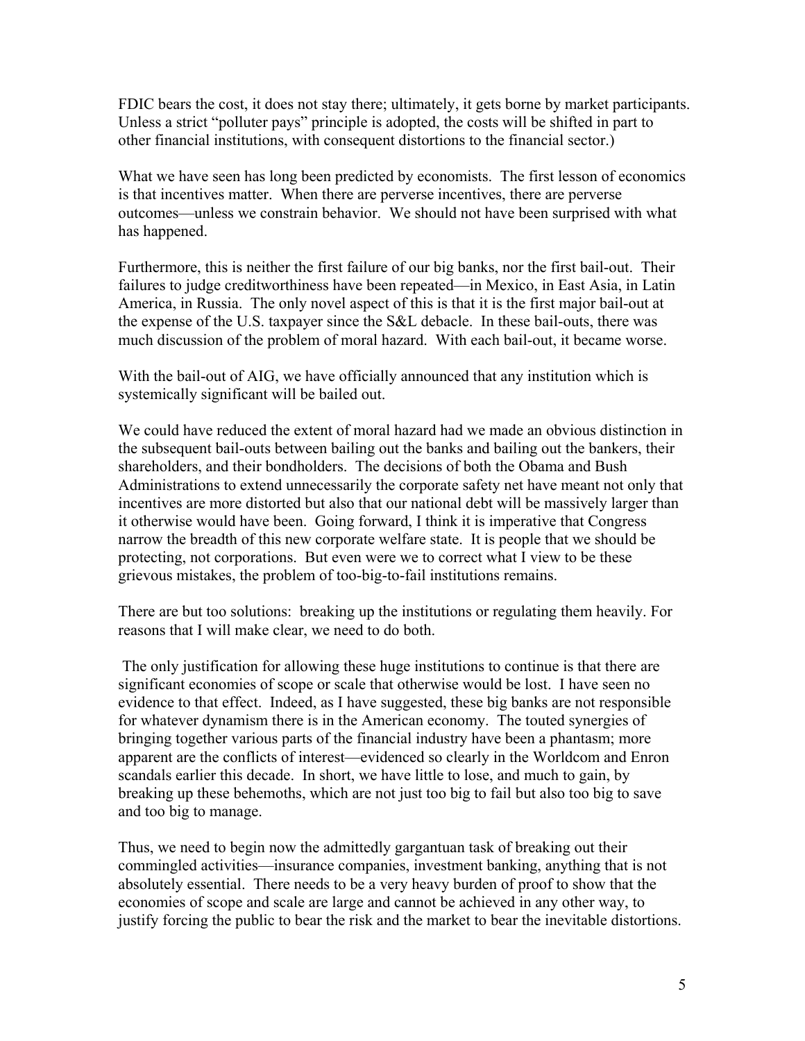FDIC bears the cost, it does not stay there; ultimately, it gets borne by market participants. Unless a strict "polluter pays" principle is adopted, the costs will be shifted in part to other financial institutions, with consequent distortions to the financial sector.)

What we have seen has long been predicted by economists. The first lesson of economics is that incentives matter. When there are perverse incentives, there are perverse outcomes—unless we constrain behavior. We should not have been surprised with what has happened.

Furthermore, this is neither the first failure of our big banks, nor the first bail-out. Their failures to judge creditworthiness have been repeated—in Mexico, in East Asia, in Latin America, in Russia. The only novel aspect of this is that it is the first major bail-out at the expense of the U.S. taxpayer since the S&L debacle. In these bail-outs, there was much discussion of the problem of moral hazard. With each bail-out, it became worse.

With the bail-out of AIG, we have officially announced that any institution which is systemically significant will be bailed out.

We could have reduced the extent of moral hazard had we made an obvious distinction in the subsequent bail-outs between bailing out the banks and bailing out the bankers, their shareholders, and their bondholders. The decisions of both the Obama and Bush Administrations to extend unnecessarily the corporate safety net have meant not only that incentives are more distorted but also that our national debt will be massively larger than it otherwise would have been. Going forward, I think it is imperative that Congress narrow the breadth of this new corporate welfare state. It is people that we should be protecting, not corporations. But even were we to correct what I view to be these grievous mistakes, the problem of too-big-to-fail institutions remains.

There are but too solutions: breaking up the institutions or regulating them heavily. For reasons that I will make clear, we need to do both.

The only justification for allowing these huge institutions to continue is that there are significant economies of scope or scale that otherwise would be lost. I have seen no evidence to that effect. Indeed, as I have suggested, these big banks are not responsible for whatever dynamism there is in the American economy. The touted synergies of bringing together various parts of the financial industry have been a phantasm; more apparent are the conflicts of interest—evidenced so clearly in the Worldcom and Enron scandals earlier this decade. In short, we have little to lose, and much to gain, by breaking up these behemoths, which are not just too big to fail but also too big to save and too big to manage.

Thus, we need to begin now the admittedly gargantuan task of breaking out their commingled activities—insurance companies, investment banking, anything that is not absolutely essential. There needs to be a very heavy burden of proof to show that the economies of scope and scale are large and cannot be achieved in any other way, to justify forcing the public to bear the risk and the market to bear the inevitable distortions.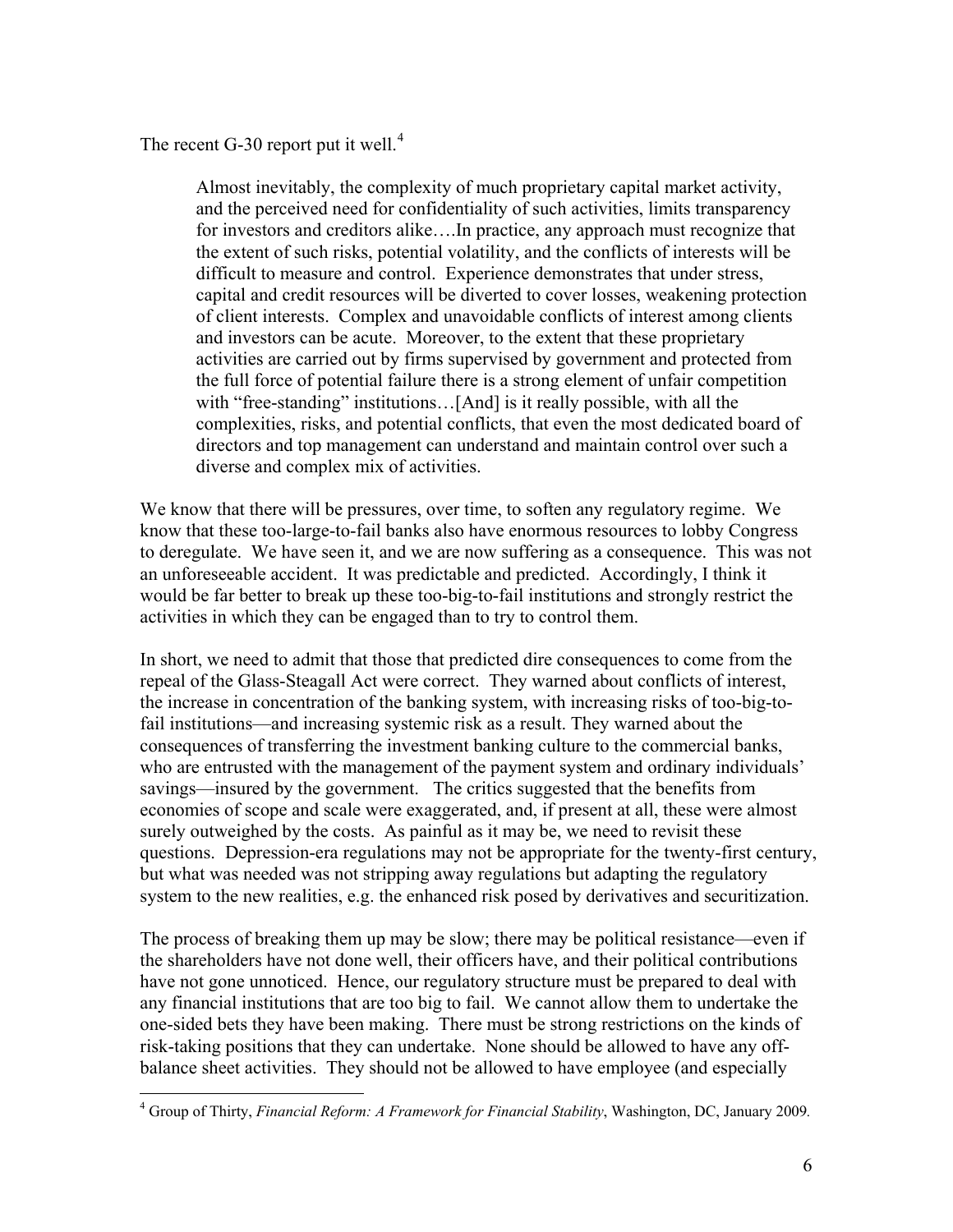The recent G-30 report put it well.[4]

> Almost inevitably, the complexity of much proprietary capital market activity, and the perceived need for confidentiality of such activities, limits transparency for investors and creditors alike….In practice, any approach must recognize that the extent of such risks, potential volatility, and the conflicts of interests will be difficult to measure and control. Experience demonstrates that under stress, capital and credit resources will be diverted to cover losses, weakening protection of client interests. Complex and unavoidable conflicts of interest among clients and investors can be acute. Moreover, to the extent that these proprietary activities are carried out by firms supervised by government and protected from the full force of potential failure there is a strong element of unfair competition with "free-standing" institutions…[And] is it really possible, with all the complexities, risks, and potential conflicts, that even the most dedicated board of directors and top management can understand and maintain control over such a diverse and complex mix of activities.

We know that there will be pressures, over time, to soften any regulatory regime. We know that these too-large-to-fail banks also have enormous resources to lobby Congress to deregulate. We have seen it, and we are now suffering as a consequence. This was not an unforeseeable accident. It was predictable and predicted. Accordingly, I think it would be far better to break up these too-big-to-fail institutions and strongly restrict the activities in which they can be engaged than to try to control them.

In short, we need to admit that those that predicted dire consequences to come from the repeal of the Glass-Steagall Act were correct. They warned about conflicts of interest, the increase in concentration of the banking system, with increasing risks of too-big-to-fail institutions—and increasing systemic risk as a result. They warned about the consequences of transferring the investment banking culture to the commercial banks, who are entrusted with the management of the payment system and ordinary individuals' savings—insured by the government. The critics suggested that the benefits from economies of scope and scale were exaggerated, and, if present at all, these were almost surely outweighed by the costs. As painful as it may be, we need to revisit these questions. Depression-era regulations may not be appropriate for the twenty-first century, but what was needed was not stripping away regulations but adapting the regulatory system to the new realities, e.g. the enhanced risk posed by derivatives and securitization.

The process of breaking them up may be slow; there may be political resistance—even if the shareholders have not done well, their officers have, and their political contributions have not gone unnoticed. Hence, our regulatory structure must be prepared to deal with any financial institutions that are too big to fail. We cannot allow them to undertake the one-sided bets they have been making. There must be strong restrictions on the kinds of risk-taking positions that they can undertake. None should be allowed to have any off-balance sheet activities. They should not be allowed to have employee (and especially

---

[4] Group of Thirty, *Financial Reform: A Framework for Financial Stability*, Washington, DC, January 2009.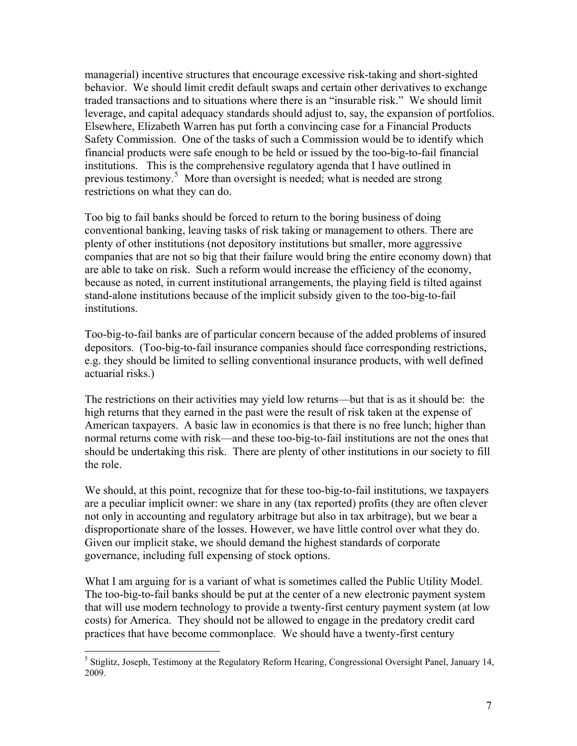managerial) incentive structures that encourage excessive risk-taking and short-sighted behavior. We should limit credit default swaps and certain other derivatives to exchange traded transactions and to situations where there is an "insurable risk." We should limit leverage, and capital adequacy standards should adjust to, say, the expansion of portfolios. Elsewhere, Elizabeth Warren has put forth a convincing case for a Financial Products Safety Commission. One of the tasks of such a Commission would be to identify which financial products were safe enough to be held or issued by the too-big-to-fail financial institutions. This is the comprehensive regulatory agenda that I have outlined in previous testimony.[5] More than oversight is needed; what is needed are strong restrictions on what they can do.

Too big to fail banks should be forced to return to the boring business of doing conventional banking, leaving tasks of risk taking or management to others. There are plenty of other institutions (not depository institutions but smaller, more aggressive companies that are not so big that their failure would bring the entire economy down) that are able to take on risk. Such a reform would increase the efficiency of the economy, because as noted, in current institutional arrangements, the playing field is tilted against stand-alone institutions because of the implicit subsidy given to the too-big-to-fail institutions.

Too-big-to-fail banks are of particular concern because of the added problems of insured depositors. (Too-big-to-fail insurance companies should face corresponding restrictions, e.g. they should be limited to selling conventional insurance products, with well defined actuarial risks.)

The restrictions on their activities may yield low returns—but that is as it should be: the high returns that they earned in the past were the result of risk taken at the expense of American taxpayers. A basic law in economics is that there is no free lunch; higher than normal returns come with risk—and these too-big-to-fail institutions are not the ones that should be undertaking this risk. There are plenty of other institutions in our society to fill the role.

We should, at this point, recognize that for these too-big-to-fail institutions, we taxpayers are a peculiar implicit owner: we share in any (tax reported) profits (they are often clever not only in accounting and regulatory arbitrage but also in tax arbitrage), but we bear a disproportionate share of the losses. However, we have little control over what they do. Given our implicit stake, we should demand the highest standards of corporate governance, including full expensing of stock options.

What I am arguing for is a variant of what is sometimes called the Public Utility Model. The too-big-to-fail banks should be put at the center of a new electronic payment system that will use modern technology to provide a twenty-first century payment system (at low costs) for America. They should not be allowed to engage in the predatory credit card practices that have become commonplace. We should have a twenty-first century

---

[5] Stiglitz, Joseph, Testimony at the Regulatory Reform Hearing, Congressional Oversight Panel, January 14, 2009.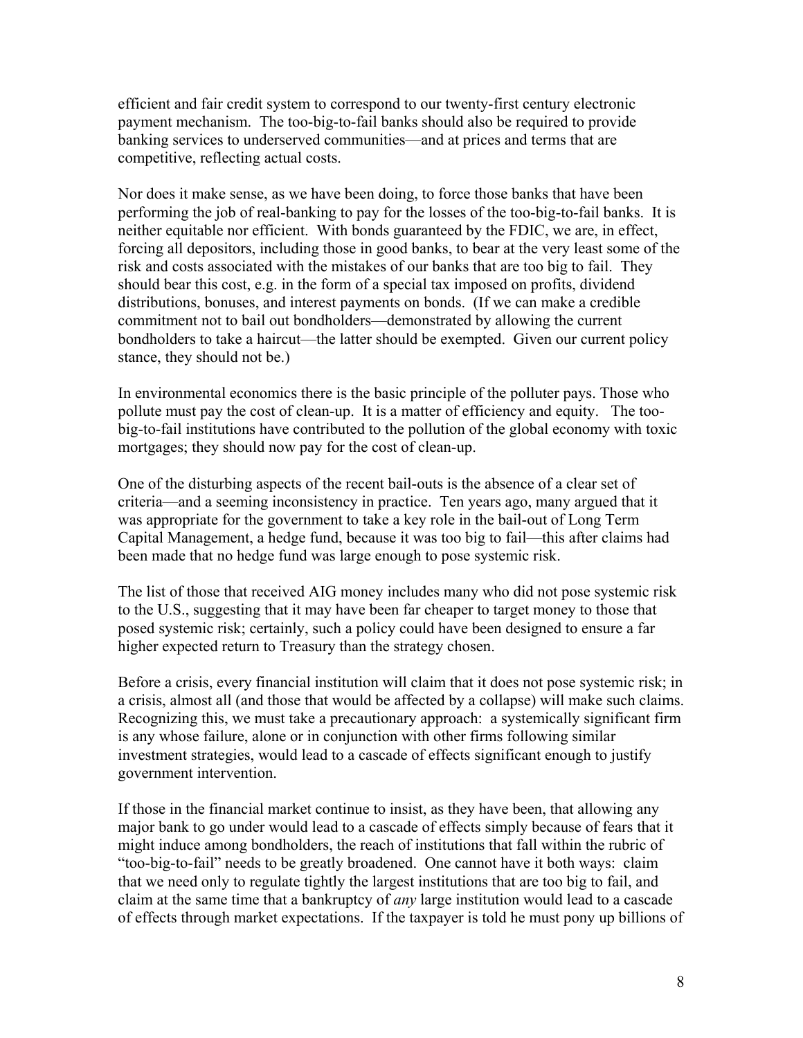efficient and fair credit system to correspond to our twenty-first century electronic payment mechanism. The too-big-to-fail banks should also be required to provide banking services to underserved communities—and at prices and terms that are competitive, reflecting actual costs.

Nor does it make sense, as we have been doing, to force those banks that have been performing the job of real-banking to pay for the losses of the too-big-to-fail banks. It is neither equitable nor efficient. With bonds guaranteed by the FDIC, we are, in effect, forcing all depositors, including those in good banks, to bear at the very least some of the risk and costs associated with the mistakes of our banks that are too big to fail. They should bear this cost, e.g. in the form of a special tax imposed on profits, dividend distributions, bonuses, and interest payments on bonds. (If we can make a credible commitment not to bail out bondholders—demonstrated by allowing the current bondholders to take a haircut—the latter should be exempted. Given our current policy stance, they should not be.)

In environmental economics there is the basic principle of the polluter pays. Those who pollute must pay the cost of clean-up. It is a matter of efficiency and equity. The too-big-to-fail institutions have contributed to the pollution of the global economy with toxic mortgages; they should now pay for the cost of clean-up.

One of the disturbing aspects of the recent bail-outs is the absence of a clear set of criteria—and a seeming inconsistency in practice. Ten years ago, many argued that it was appropriate for the government to take a key role in the bail-out of Long Term Capital Management, a hedge fund, because it was too big to fail—this after claims had been made that no hedge fund was large enough to pose systemic risk.

The list of those that received AIG money includes many who did not pose systemic risk to the U.S., suggesting that it may have been far cheaper to target money to those that posed systemic risk; certainly, such a policy could have been designed to ensure a far higher expected return to Treasury than the strategy chosen.

Before a crisis, every financial institution will claim that it does not pose systemic risk; in a crisis, almost all (and those that would be affected by a collapse) will make such claims. Recognizing this, we must take a precautionary approach: a systemically significant firm is any whose failure, alone or in conjunction with other firms following similar investment strategies, would lead to a cascade of effects significant enough to justify government intervention.

If those in the financial market continue to insist, as they have been, that allowing any major bank to go under would lead to a cascade of effects simply because of fears that it might induce among bondholders, the reach of institutions that fall within the rubric of "too-big-to-fail" needs to be greatly broadened. One cannot have it both ways: claim that we need only to regulate tightly the largest institutions that are too big to fail, and claim at the same time that a bankruptcy of *any* large institution would lead to a cascade of effects through market expectations. If the taxpayer is told he must pony up billions of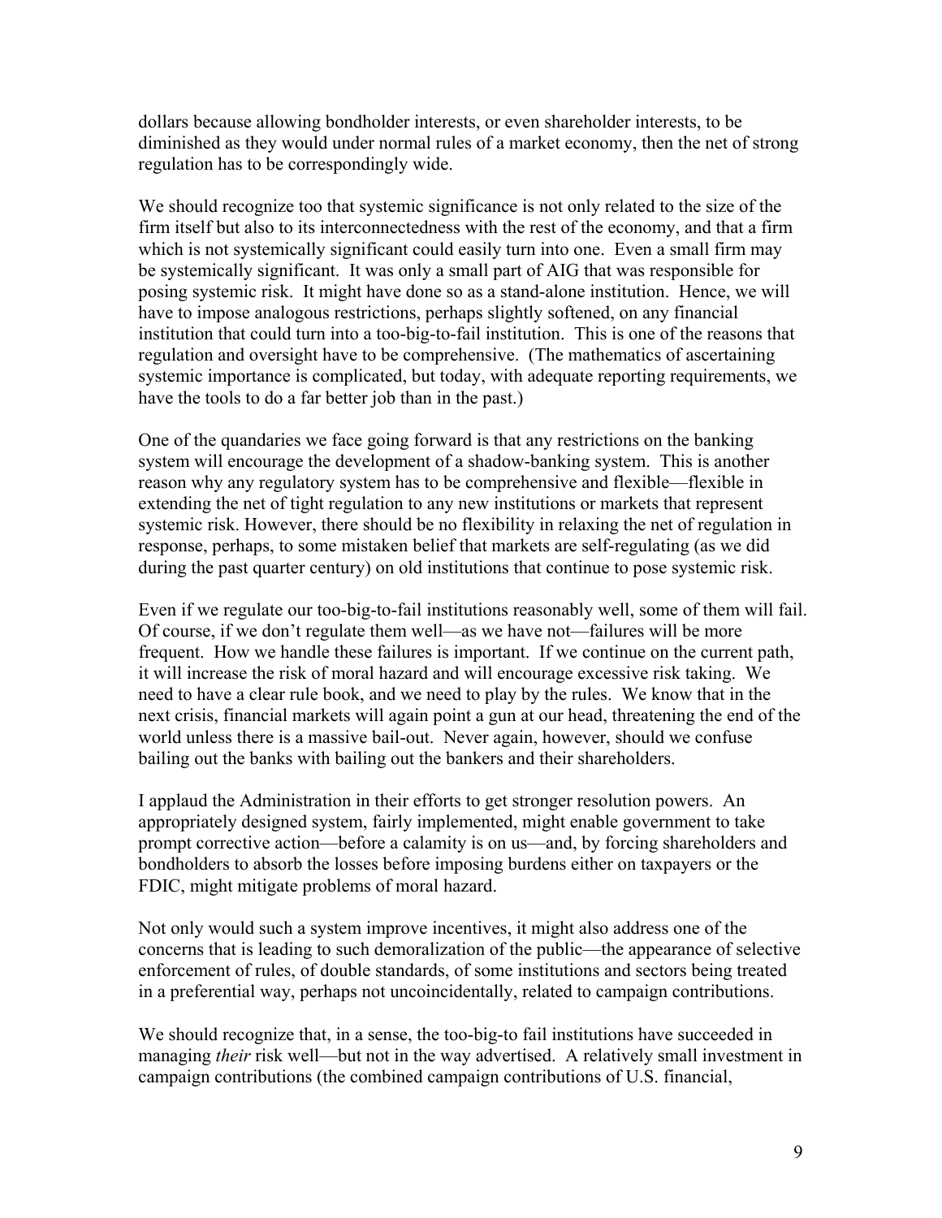dollars because allowing bondholder interests, or even shareholder interests, to be diminished as they would under normal rules of a market economy, then the net of strong regulation has to be correspondingly wide.

We should recognize too that systemic significance is not only related to the size of the firm itself but also to its interconnectedness with the rest of the economy, and that a firm which is not systemically significant could easily turn into one. Even a small firm may be systemically significant. It was only a small part of AIG that was responsible for posing systemic risk. It might have done so as a stand-alone institution. Hence, we will have to impose analogous restrictions, perhaps slightly softened, on any financial institution that could turn into a too-big-to-fail institution. This is one of the reasons that regulation and oversight have to be comprehensive. (The mathematics of ascertaining systemic importance is complicated, but today, with adequate reporting requirements, we have the tools to do a far better job than in the past.)

One of the quandaries we face going forward is that any restrictions on the banking system will encourage the development of a shadow-banking system. This is another reason why any regulatory system has to be comprehensive and flexible—flexible in extending the net of tight regulation to any new institutions or markets that represent systemic risk. However, there should be no flexibility in relaxing the net of regulation in response, perhaps, to some mistaken belief that markets are self-regulating (as we did during the past quarter century) on old institutions that continue to pose systemic risk.

Even if we regulate our too-big-to-fail institutions reasonably well, some of them will fail. Of course, if we don't regulate them well—as we have not—failures will be more frequent. How we handle these failures is important. If we continue on the current path, it will increase the risk of moral hazard and will encourage excessive risk taking. We need to have a clear rule book, and we need to play by the rules. We know that in the next crisis, financial markets will again point a gun at our head, threatening the end of the world unless there is a massive bail-out. Never again, however, should we confuse bailing out the banks with bailing out the bankers and their shareholders.

I applaud the Administration in their efforts to get stronger resolution powers. An appropriately designed system, fairly implemented, might enable government to take prompt corrective action—before a calamity is on us—and, by forcing shareholders and bondholders to absorb the losses before imposing burdens either on taxpayers or the FDIC, might mitigate problems of moral hazard.

Not only would such a system improve incentives, it might also address one of the concerns that is leading to such demoralization of the public—the appearance of selective enforcement of rules, of double standards, of some institutions and sectors being treated in a preferential way, perhaps not uncoincidentally, related to campaign contributions.

We should recognize that, in a sense, the too-big-to fail institutions have succeeded in managing *their* risk well—but not in the way advertised. A relatively small investment in campaign contributions (the combined campaign contributions of U.S. financial,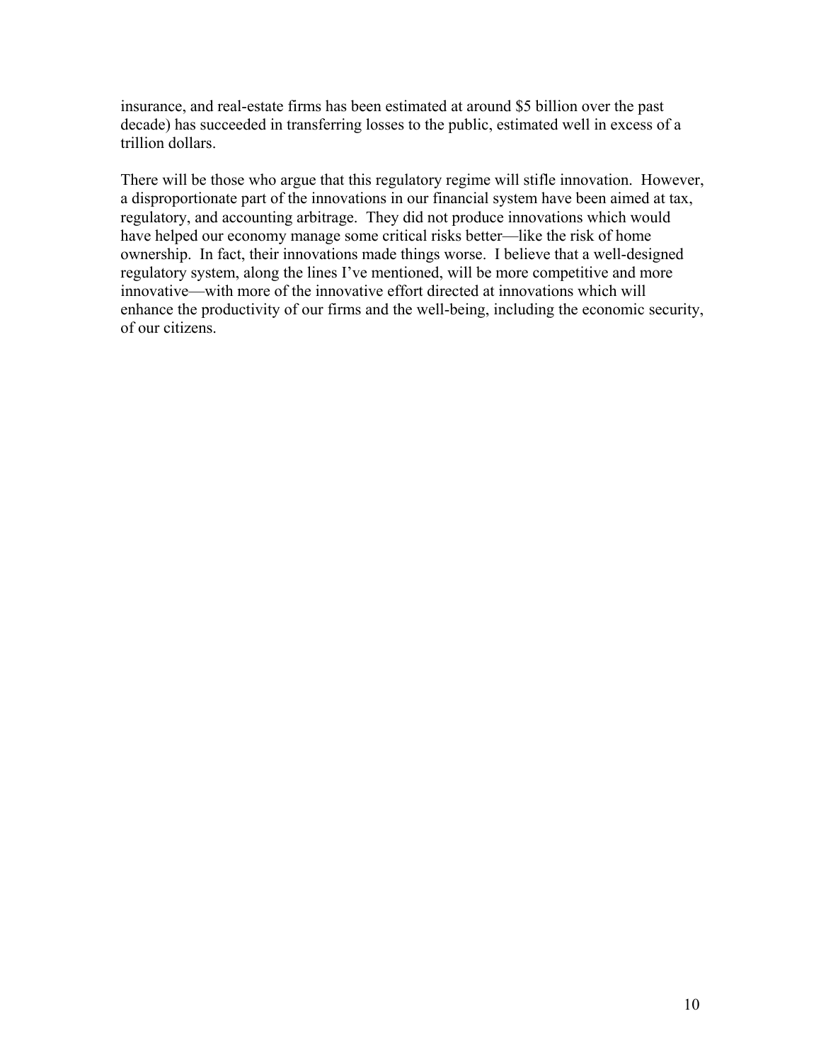insurance, and real-estate firms has been estimated at around $5 billion over the past decade) has succeeded in transferring losses to the public, estimated well in excess of a trillion dollars.

There will be those who argue that this regulatory regime will stifle innovation. However, a disproportionate part of the innovations in our financial system have been aimed at tax, regulatory, and accounting arbitrage. They did not produce innovations which would have helped our economy manage some critical risks better—like the risk of home ownership. In fact, their innovations made things worse. I believe that a well-designed regulatory system, along the lines I've mentioned, will be more competitive and more innovative—with more of the innovative effort directed at innovations which will enhance the productivity of our firms and the well-being, including the economic security, of our citizens.